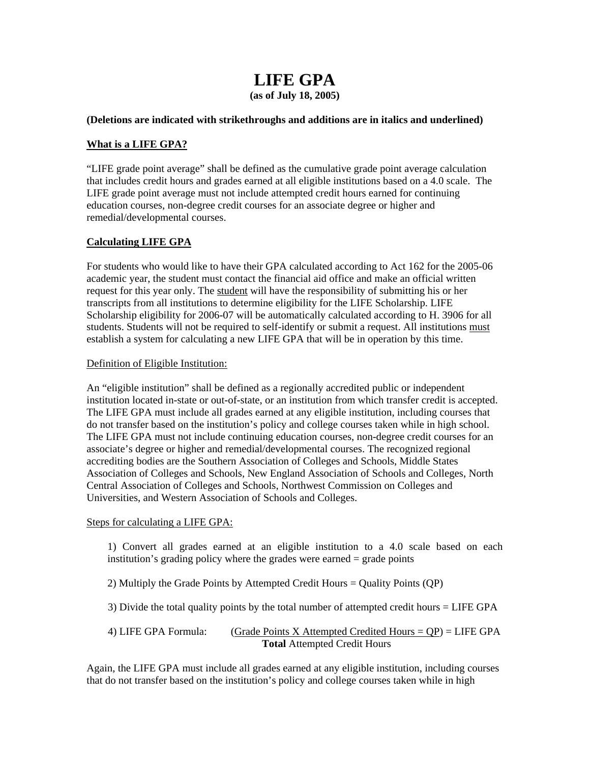# LIFE GPA

**(as of July 18, 2005)**

**(Deletions are indicated with strikethroughs and additions are in italics and underlined)**

## <u>What is a LIFE GPA?</u>

"LIFE grade point average" shall be defined as the cumulative grade point average calculation that includes credit hours and grades earned at all eligible institutions based on a 4.0 scale. The LIFE grade point average must not include attempted credit hours earned for continuing education courses, non-degree credit courses for an associate degree or higher and remedial/developmental courses.

## <u>Calculating LIFE GPA</u>

For students who would like to have their GPA calculated according to Act 162 for the 2005-06 academic year, the student must contact the financial aid office and make an official written request for this year only. The <u>student</u> will have the responsibility of submitting his or her transcripts from all institutions to determine eligibility for the LIFE Scholarship. LIFE Scholarship eligibility for 2006-07 will be automatically calculated according to H. 3906 for all students. Students will not be required to self-identify or submit a request. All institutions <u>must</u> establish a system for calculating a new LIFE GPA that will be in operation by this time.

<u>Definition of Eligible Institution:</u>

An "eligible institution" shall be defined as a regionally accredited public or independent institution located in-state or out-of-state, or an institution from which transfer credit is accepted. The LIFE GPA must include all grades earned at any eligible institution, including courses that do not transfer based on the institution's policy and college courses taken while in high school. The LIFE GPA must not include continuing education courses, non-degree credit courses for an associate's degree or higher and remedial/developmental courses. The recognized regional accrediting bodies are the Southern Association of Colleges and Schools, Middle States Association of Colleges and Schools, New England Association of Schools and Colleges, North Central Association of Colleges and Schools, Northwest Commission on Colleges and Universities, and Western Association of Schools and Colleges.

<u>Steps for calculating a LIFE GPA:</u>

1) Convert all grades earned at an eligible institution to a 4.0 scale based on each institution's grading policy where the grades were earned = grade points

2) Multiply the Grade Points by Attempted Credit Hours = Quality Points (QP)

3) Divide the total quality points by the total number of attempted credit hours = LIFE GPA

4) LIFE GPA Formula: (<u>Grade Points X Attempted Credited Hours = QP</u>) = LIFE GPA
**Total** Attempted Credit Hours

Again, the LIFE GPA must include all grades earned at any eligible institution, including courses that do not transfer based on the institution's policy and college courses taken while in high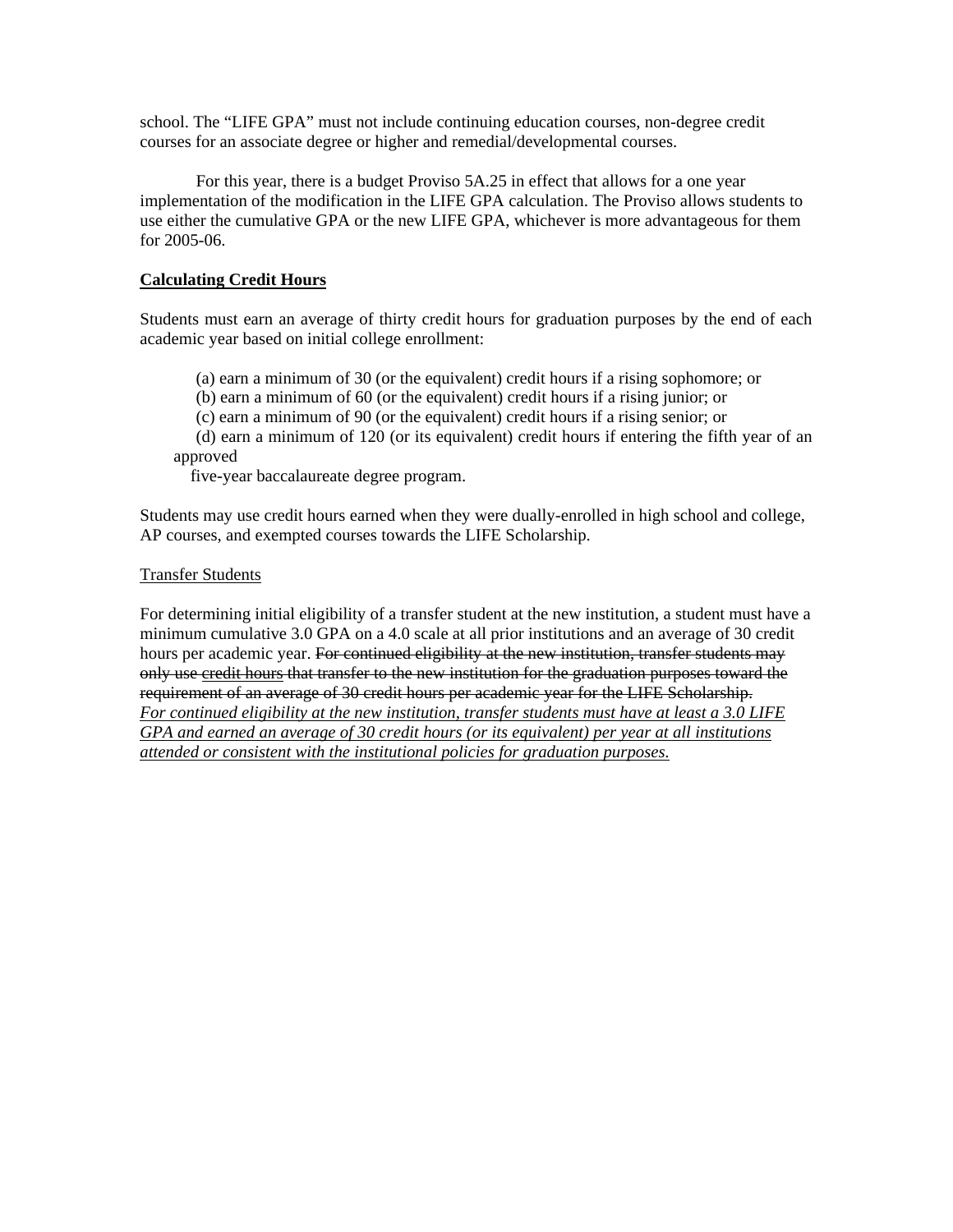school. The “LIFE GPA” must not include continuing education courses, non-degree credit courses for an associate degree or higher and remedial/developmental courses.

For this year, there is a budget Proviso 5A.25 in effect that allows for a one year implementation of the modification in the LIFE GPA calculation. The Proviso allows students to use either the cumulative GPA or the new LIFE GPA, whichever is more advantageous for them for 2005-06.

**<u>Calculating Credit Hours</u>**

Students must earn an average of thirty credit hours for graduation purposes by the end of each academic year based on initial college enrollment:

(a) earn a minimum of 30 (or the equivalent) credit hours if a rising sophomore; or
(b) earn a minimum of 60 (or the equivalent) credit hours if a rising junior; or
(c) earn a minimum of 90 (or the equivalent) credit hours if a rising senior; or
(d) earn a minimum of 120 (or its equivalent) credit hours if entering the fifth year of an approved five-year baccalaureate degree program.

Students may use credit hours earned when they were dually-enrolled in high school and college, AP courses, and exempted courses towards the LIFE Scholarship.

<u>Transfer Students</u>

For determining initial eligibility of a transfer student at the new institution, a student must have a minimum cumulative 3.0 GPA on a 4.0 scale at all prior institutions and an average of 30 credit hours per academic year. ~~For continued eligibility at the new institution, transfer students may only use <u>credit hours</u> that transfer to the new institution for the graduation purposes toward the requirement of an average of 30 credit hours per academic year for the LIFE Scholarship.~~ *<u>For continued eligibility at the new institution, transfer students must have at least a 3.0 LIFE GPA and earned an average of 30 credit hours (or its equivalent) per year at all institutions attended or consistent with the institutional policies for graduation purposes.</u>*